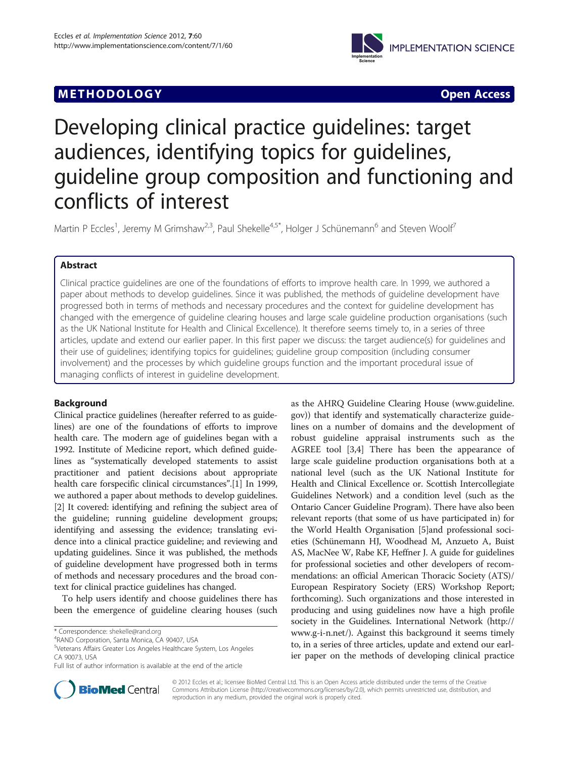METHODOLOGY Open Access

# Developing clinical practice guidelines: target audiences, identifying topics for guidelines, guideline group composition and functioning and conflicts of interest

Martin P Eccles[1], Jeremy M Grimshaw[2,3], Paul Shekelle[4,5*], Holger J Schünemann[6] and Steven Woolf[7]

## Abstract

Clinical practice guidelines are one of the foundations of efforts to improve health care. In 1999, we authored a paper about methods to develop guidelines. Since it was published, the methods of guideline development have progressed both in terms of methods and necessary procedures and the context for guideline development has changed with the emergence of guideline clearing houses and large scale guideline production organisations (such as the UK National Institute for Health and Clinical Excellence). It therefore seems timely to, in a series of three articles, update and extend our earlier paper. In this first paper we discuss: the target audience(s) for guidelines and their use of guidelines; identifying topics for guidelines; guideline group composition (including consumer involvement) and the processes by which guideline groups function and the important procedural issue of managing conflicts of interest in guideline development.

## Background

Clinical practice guidelines (hereafter referred to as guidelines) are one of the foundations of efforts to improve health care. The modern age of guidelines began with a 1992. Institute of Medicine report, which defined guidelines as "systematically developed statements to assist practitioner and patient decisions about appropriate health care forspecific clinical circumstances".[1] In 1999, we authored a paper about methods to develop guidelines.[2] It covered: identifying and refining the subject area of the guideline; running guideline development groups; identifying and assessing the evidence; translating evidence into a clinical practice guideline; and reviewing and updating guidelines. Since it was published, the methods of guideline development have progressed both in terms of methods and necessary procedures and the broad context for clinical practice guidelines has changed.

To help users identify and choose guidelines there has been the emergence of guideline clearing houses (such as the AHRQ Guideline Clearing House (www.guideline.gov)) that identify and systematically characterize guidelines on a number of domains and the development of robust guideline appraisal instruments such as the AGREE tool [3,4] There has been the appearance of large scale guideline production organisations both at a national level (such as the UK National Institute for Health and Clinical Excellence or. Scottish Intercollegiate Guidelines Network) and a condition level (such as the Ontario Cancer Guideline Program). There have also been relevant reports (that some of us have participated in) for the World Health Organisation [5]and professional societies (Schünemann HJ, Woodhead M, Anzueto A, Buist AS, MacNee W, Rabe KF, Heffner J. A guide for guidelines for professional societies and other developers of recommendations: an official American Thoracic Society (ATS)/ European Respiratory Society (ERS) Workshop Report; forthcoming). Such organizations and those interested in producing and using guidelines now have a high profile society in the Guidelines. International Network (http://www.g-i-n.net/). Against this background it seems timely to, in a series of three articles, update and extend our earlier paper on the methods of developing clinical practice

* Correspondence: shekelle@rand.org
[4]RAND Corporation, Santa Monica, CA 90407, USA
[5]Veterans Affairs Greater Los Angeles Healthcare System, Los Angeles CA 90073, USA
Full list of author information is available at the end of the article

© 2012 Eccles et al.; licensee BioMed Central Ltd. This is an Open Access article distributed under the terms of the Creative Commons Attribution License (http://creativecommons.org/licenses/by/2.0), which permits unrestricted use, distribution, and reproduction in any medium, provided the original work is properly cited.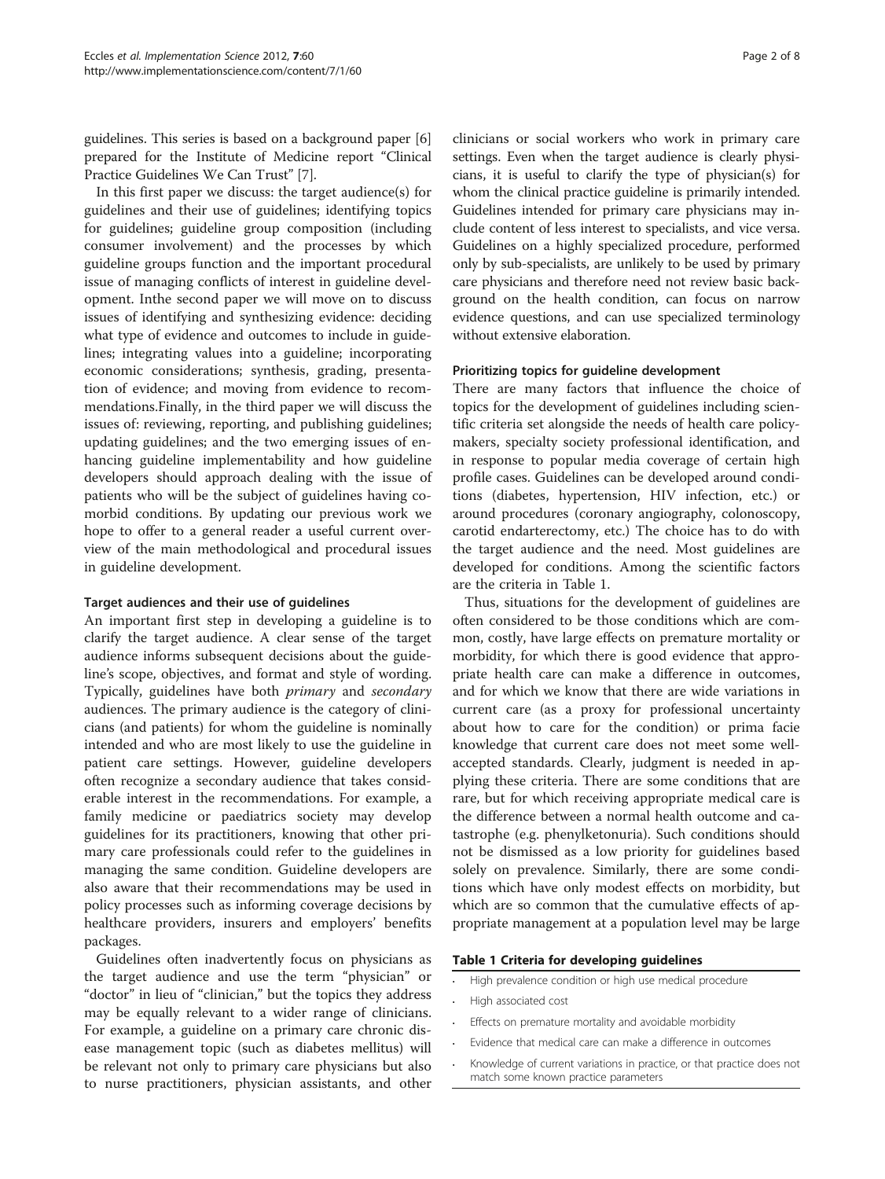guidelines. This series is based on a background paper [6] prepared for the Institute of Medicine report "Clinical Practice Guidelines We Can Trust" [7].

In this first paper we discuss: the target audience(s) for guidelines and their use of guidelines; identifying topics for guidelines; guideline group composition (including consumer involvement) and the processes by which guideline groups function and the important procedural issue of managing conflicts of interest in guideline development. Inthe second paper we will move on to discuss issues of identifying and synthesizing evidence: deciding what type of evidence and outcomes to include in guidelines; integrating values into a guideline; incorporating economic considerations; synthesis, grading, presentation of evidence; and moving from evidence to recommendations.Finally, in the third paper we will discuss the issues of: reviewing, reporting, and publishing guidelines; updating guidelines; and the two emerging issues of enhancing guideline implementability and how guideline developers should approach dealing with the issue of patients who will be the subject of guidelines having comorbid conditions. By updating our previous work we hope to offer to a general reader a useful current overview of the main methodological and procedural issues in guideline development.

### Target audiences and their use of guidelines

An important first step in developing a guideline is to clarify the target audience. A clear sense of the target audience informs subsequent decisions about the guideline's scope, objectives, and format and style of wording. Typically, guidelines have both *primary* and *secondary* audiences. The primary audience is the category of clinicians (and patients) for whom the guideline is nominally intended and who are most likely to use the guideline in patient care settings. However, guideline developers often recognize a secondary audience that takes considerable interest in the recommendations. For example, a family medicine or paediatrics society may develop guidelines for its practitioners, knowing that other primary care professionals could refer to the guidelines in managing the same condition. Guideline developers are also aware that their recommendations may be used in policy processes such as informing coverage decisions by healthcare providers, insurers and employers' benefits packages.

Guidelines often inadvertently focus on physicians as the target audience and use the term "physician" or "doctor" in lieu of "clinician," but the topics they address may be equally relevant to a wider range of clinicians. For example, a guideline on a primary care chronic disease management topic (such as diabetes mellitus) will be relevant not only to primary care physicians but also to nurse practitioners, physician assistants, and other clinicians or social workers who work in primary care settings. Even when the target audience is clearly physicians, it is useful to clarify the type of physician(s) for whom the clinical practice guideline is primarily intended. Guidelines intended for primary care physicians may include content of less interest to specialists, and vice versa. Guidelines on a highly specialized procedure, performed only by sub-specialists, are unlikely to be used by primary care physicians and therefore need not review basic background on the health condition, can focus on narrow evidence questions, and can use specialized terminology without extensive elaboration.

### Prioritizing topics for guideline development

There are many factors that influence the choice of topics for the development of guidelines including scientific criteria set alongside the needs of health care policymakers, specialty society professional identification, and in response to popular media coverage of certain high profile cases. Guidelines can be developed around conditions (diabetes, hypertension, HIV infection, etc.) or around procedures (coronary angiography, colonoscopy, carotid endarterectomy, etc.) The choice has to do with the target audience and the need. Most guidelines are developed for conditions. Among the scientific factors are the criteria in Table 1.

Thus, situations for the development of guidelines are often considered to be those conditions which are common, costly, have large effects on premature mortality or morbidity, for which there is good evidence that appropriate health care can make a difference in outcomes, and for which we know that there are wide variations in current care (as a proxy for professional uncertainty about how to care for the condition) or prima facie knowledge that current care does not meet some well-accepted standards. Clearly, judgment is needed in applying these criteria. There are some conditions that are rare, but for which receiving appropriate medical care is the difference between a normal health outcome and catastrophe (e.g. phenylketonuria). Such conditions should not be dismissed as a low priority for guidelines based solely on prevalence. Similarly, there are some conditions which have only modest effects on morbidity, but which are so common that the cumulative effects of appropriate management at a population level may be large

**Table 1 Criteria for developing guidelines**

| |
|---|
| High prevalence condition or high use medical procedure |
| High associated cost |
| Effects on premature mortality and avoidable morbidity |
| Evidence that medical care can make a difference in outcomes |
| Knowledge of current variations in practice, or that practice does not match some known practice parameters |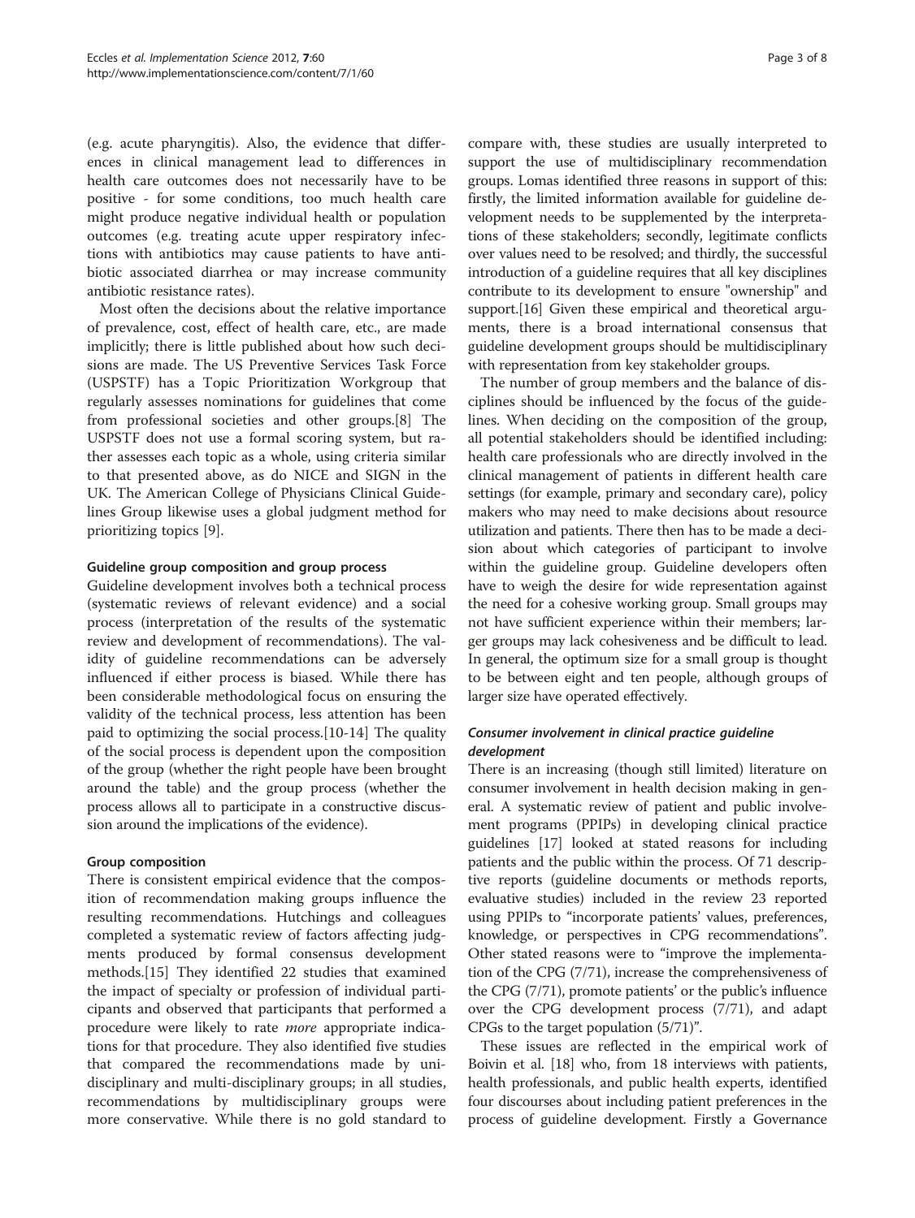(e.g. acute pharyngitis). Also, the evidence that differences in clinical management lead to differences in health care outcomes does not necessarily have to be positive - for some conditions, too much health care might produce negative individual health or population outcomes (e.g. treating acute upper respiratory infections with antibiotics may cause patients to have antibiotic associated diarrhea or may increase community antibiotic resistance rates).

Most often the decisions about the relative importance of prevalence, cost, effect of health care, etc., are made implicitly; there is little published about how such decisions are made. The US Preventive Services Task Force (USPSTF) has a Topic Prioritization Workgroup that regularly assesses nominations for guidelines that come from professional societies and other groups.[8] The USPSTF does not use a formal scoring system, but rather assesses each topic as a whole, using criteria similar to that presented above, as do NICE and SIGN in the UK. The American College of Physicians Clinical Guidelines Group likewise uses a global judgment method for prioritizing topics [9].

### Guideline group composition and group process

Guideline development involves both a technical process (systematic reviews of relevant evidence) and a social process (interpretation of the results of the systematic review and development of recommendations). The validity of guideline recommendations can be adversely influenced if either process is biased. While there has been considerable methodological focus on ensuring the validity of the technical process, less attention has been paid to optimizing the social process.[10-14] The quality of the social process is dependent upon the composition of the group (whether the right people have been brought around the table) and the group process (whether the process allows all to participate in a constructive discussion around the implications of the evidence).

### Group composition

There is consistent empirical evidence that the composition of recommendation making groups influence the resulting recommendations. Hutchings and colleagues completed a systematic review of factors affecting judgments produced by formal consensus development methods.[15] They identified 22 studies that examined the impact of specialty or profession of individual participants and observed that participants that performed a procedure were likely to rate *more* appropriate indications for that procedure. They also identified five studies that compared the recommendations made by unidisciplinary and multi-disciplinary groups; in all studies, recommendations by multidisciplinary groups were more conservative. While there is no gold standard to compare with, these studies are usually interpreted to support the use of multidisciplinary recommendation groups. Lomas identified three reasons in support of this: firstly, the limited information available for guideline development needs to be supplemented by the interpretations of these stakeholders; secondly, legitimate conflicts over values need to be resolved; and thirdly, the successful introduction of a guideline requires that all key disciplines contribute to its development to ensure "ownership" and support.[16] Given these empirical and theoretical arguments, there is a broad international consensus that guideline development groups should be multidisciplinary with representation from key stakeholder groups.

The number of group members and the balance of disciplines should be influenced by the focus of the guidelines. When deciding on the composition of the group, all potential stakeholders should be identified including: health care professionals who are directly involved in the clinical management of patients in different health care settings (for example, primary and secondary care), policy makers who may need to make decisions about resource utilization and patients. There then has to be made a decision about which categories of participant to involve within the guideline group. Guideline developers often have to weigh the desire for wide representation against the need for a cohesive working group. Small groups may not have sufficient experience within their members; larger groups may lack cohesiveness and be difficult to lead. In general, the optimum size for a small group is thought to be between eight and ten people, although groups of larger size have operated effectively.

#### *Consumer involvement in clinical practice guideline development*

There is an increasing (though still limited) literature on consumer involvement in health decision making in general. A systematic review of patient and public involvement programs (PPIPs) in developing clinical practice guidelines [17] looked at stated reasons for including patients and the public within the process. Of 71 descriptive reports (guideline documents or methods reports, evaluative studies) included in the review 23 reported using PPIPs to "incorporate patients' values, preferences, knowledge, or perspectives in CPG recommendations". Other stated reasons were to "improve the implementation of the CPG (7/71), increase the comprehensiveness of the CPG (7/71), promote patients' or the public's influence over the CPG development process (7/71), and adapt CPGs to the target population (5/71)".

These issues are reflected in the empirical work of Boivin et al. [18] who, from 18 interviews with patients, health professionals, and public health experts, identified four discourses about including patient preferences in the process of guideline development. Firstly a Governance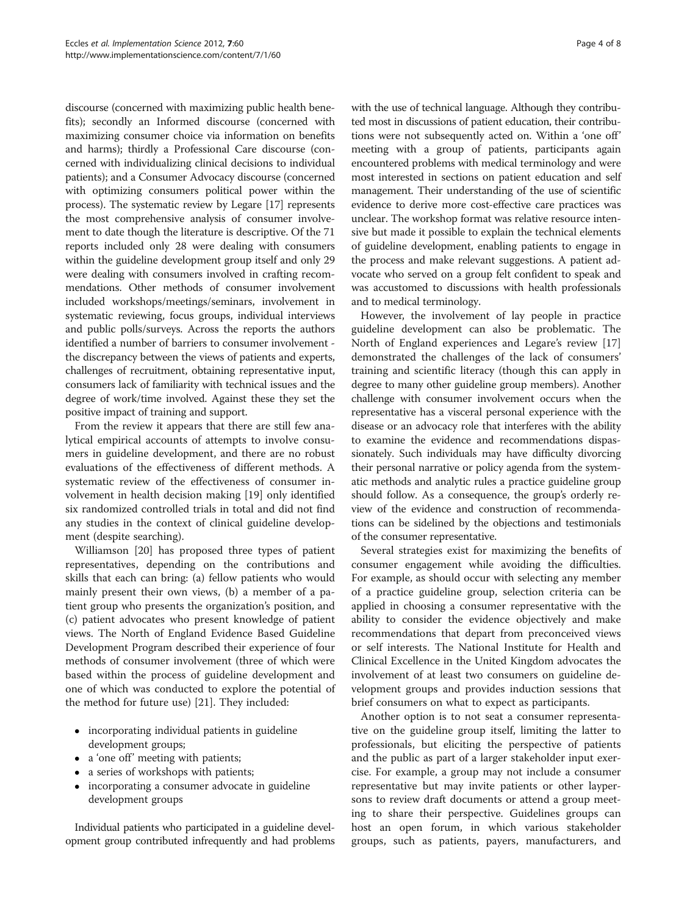discourse (concerned with maximizing public health benefits); secondly an Informed discourse (concerned with maximizing consumer choice via information on benefits and harms); thirdly a Professional Care discourse (concerned with individualizing clinical decisions to individual patients); and a Consumer Advocacy discourse (concerned with optimizing consumers political power within the process). The systematic review by Legare [17] represents the most comprehensive analysis of consumer involvement to date though the literature is descriptive. Of the 71 reports included only 28 were dealing with consumers within the guideline development group itself and only 29 were dealing with consumers involved in crafting recommendations. Other methods of consumer involvement included workshops/meetings/seminars, involvement in systematic reviewing, focus groups, individual interviews and public polls/surveys. Across the reports the authors identified a number of barriers to consumer involvement - the discrepancy between the views of patients and experts, challenges of recruitment, obtaining representative input, consumers lack of familiarity with technical issues and the degree of work/time involved. Against these they set the positive impact of training and support.

From the review it appears that there are still few analytical empirical accounts of attempts to involve consumers in guideline development, and there are no robust evaluations of the effectiveness of different methods. A systematic review of the effectiveness of consumer involvement in health decision making [19] only identified six randomized controlled trials in total and did not find any studies in the context of clinical guideline development (despite searching).

Williamson [20] has proposed three types of patient representatives, depending on the contributions and skills that each can bring: (a) fellow patients who would mainly present their own views, (b) a member of a patient group who presents the organization's position, and (c) patient advocates who present knowledge of patient views. The North of England Evidence Based Guideline Development Program described their experience of four methods of consumer involvement (three of which were based within the process of guideline development and one of which was conducted to explore the potential of the method for future use) [21]. They included:

- incorporating individual patients in guideline development groups;
- a 'one off' meeting with patients;
- a series of workshops with patients;
- incorporating a consumer advocate in guideline development groups

Individual patients who participated in a guideline development group contributed infrequently and had problems with the use of technical language. Although they contributed most in discussions of patient education, their contributions were not subsequently acted on. Within a 'one off' meeting with a group of patients, participants again encountered problems with medical terminology and were most interested in sections on patient education and self management. Their understanding of the use of scientific evidence to derive more cost-effective care practices was unclear. The workshop format was relative resource intensive but made it possible to explain the technical elements of guideline development, enabling patients to engage in the process and make relevant suggestions. A patient advocate who served on a group felt confident to speak and was accustomed to discussions with health professionals and to medical terminology.

However, the involvement of lay people in practice guideline development can also be problematic. The North of England experiences and Legare's review [17] demonstrated the challenges of the lack of consumers' training and scientific literacy (though this can apply in degree to many other guideline group members). Another challenge with consumer involvement occurs when the representative has a visceral personal experience with the disease or an advocacy role that interferes with the ability to examine the evidence and recommendations dispassionately. Such individuals may have difficulty divorcing their personal narrative or policy agenda from the systematic methods and analytic rules a practice guideline group should follow. As a consequence, the group's orderly review of the evidence and construction of recommendations can be sidelined by the objections and testimonials of the consumer representative.

Several strategies exist for maximizing the benefits of consumer engagement while avoiding the difficulties. For example, as should occur with selecting any member of a practice guideline group, selection criteria can be applied in choosing a consumer representative with the ability to consider the evidence objectively and make recommendations that depart from preconceived views or self interests. The National Institute for Health and Clinical Excellence in the United Kingdom advocates the involvement of at least two consumers on guideline development groups and provides induction sessions that brief consumers on what to expect as participants.

Another option is to not seat a consumer representative on the guideline group itself, limiting the latter to professionals, but eliciting the perspective of patients and the public as part of a larger stakeholder input exercise. For example, a group may not include a consumer representative but may invite patients or other laypersons to review draft documents or attend a group meeting to share their perspective. Guidelines groups can host an open forum, in which various stakeholder groups, such as patients, payers, manufacturers, and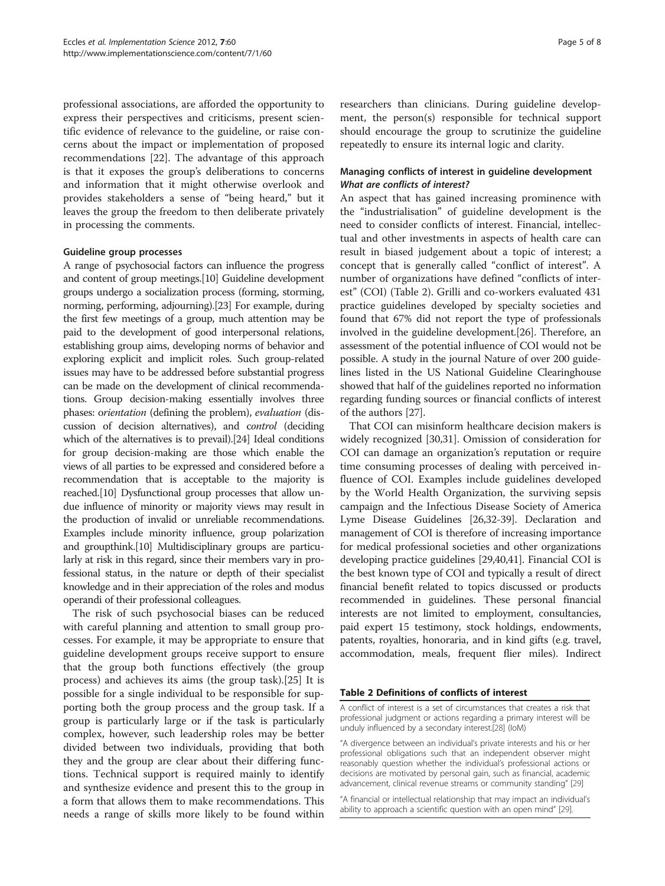professional associations, are afforded the opportunity to express their perspectives and criticisms, present scientific evidence of relevance to the guideline, or raise concerns about the impact or implementation of proposed recommendations [22]. The advantage of this approach is that it exposes the group's deliberations to concerns and information that it might otherwise overlook and provides stakeholders a sense of "being heard," but it leaves the group the freedom to then deliberate privately in processing the comments.

### Guideline group processes

A range of psychosocial factors can influence the progress and content of group meetings.[10] Guideline development groups undergo a socialization process (forming, storming, norming, performing, adjourning).[23] For example, during the first few meetings of a group, much attention may be paid to the development of good interpersonal relations, establishing group aims, developing norms of behavior and exploring explicit and implicit roles. Such group-related issues may have to be addressed before substantial progress can be made on the development of clinical recommendations. Group decision-making essentially involves three phases: *orientation* (defining the problem), *evaluation* (discussion of decision alternatives), and *control* (deciding which of the alternatives is to prevail).[24] Ideal conditions for group decision-making are those which enable the views of all parties to be expressed and considered before a recommendation that is acceptable to the majority is reached.[10] Dysfunctional group processes that allow undue influence of minority or majority views may result in the production of invalid or unreliable recommendations. Examples include minority influence, group polarization and groupthink.[10] Multidisciplinary groups are particularly at risk in this regard, since their members vary in professional status, in the nature or depth of their specialist knowledge and in their appreciation of the roles and modus operandi of their professional colleagues.

The risk of such psychosocial biases can be reduced with careful planning and attention to small group processes. For example, it may be appropriate to ensure that guideline development groups receive support to ensure that the group both functions effectively (the group process) and achieves its aims (the group task).[25] It is possible for a single individual to be responsible for supporting both the group process and the group task. If a group is particularly large or if the task is particularly complex, however, such leadership roles may be better divided between two individuals, providing that both they and the group are clear about their differing functions. Technical support is required mainly to identify and synthesize evidence and present this to the group in a form that allows them to make recommendations. This needs a range of skills more likely to be found within researchers than clinicians. During guideline development, the person(s) responsible for technical support should encourage the group to scrutinize the guideline repeatedly to ensure its internal logic and clarity.

### Managing conflicts of interest in guideline development

#### *What are conflicts of interest?*

An aspect that has gained increasing prominence with the "industrialisation" of guideline development is the need to consider conflicts of interest. Financial, intellectual and other investments in aspects of health care can result in biased judgement about a topic of interest; a concept that is generally called "conflict of interest". A number of organizations have defined "conflicts of interest" (COI) (Table 2). Grilli and co-workers evaluated 431 practice guidelines developed by specialty societies and found that 67% did not report the type of professionals involved in the guideline development.[26]. Therefore, an assessment of the potential influence of COI would not be possible. A study in the journal Nature of over 200 guidelines listed in the US National Guideline Clearinghouse showed that half of the guidelines reported no information regarding funding sources or financial conflicts of interest of the authors [27].

That COI can misinform healthcare decision makers is widely recognized [30,31]. Omission of consideration for COI can damage an organization's reputation or require time consuming processes of dealing with perceived influence of COI. Examples include guidelines developed by the World Health Organization, the surviving sepsis campaign and the Infectious Disease Society of America Lyme Disease Guidelines [26,32-39]. Declaration and management of COI is therefore of increasing importance for medical professional societies and other organizations developing practice guidelines [29,40,41]. Financial COI is the best known type of COI and typically a result of direct financial benefit related to topics discussed or products recommended in guidelines. These personal financial interests are not limited to employment, consultancies, paid expert 15 testimony, stock holdings, endowments, patents, royalties, honoraria, and in kind gifts (e.g. travel, accommodation, meals, frequent flier miles). Indirect

**Table 2 Definitions of conflicts of interest**

| |
|---|
| A conflict of interest is a set of circumstances that creates a risk that professional judgment or actions regarding a primary interest will be unduly influenced by a secondary interest.[28] (IoM) |
| "A divergence between an individual's private interests and his or her professional obligations such that an independent observer might reasonably question whether the individual's professional actions or decisions are motivated by personal gain, such as financial, academic advancement, clinical revenue streams or community standing" [29] |
| "A financial or intellectual relationship that may impact an individual's ability to approach a scientific question with an open mind" [29]. |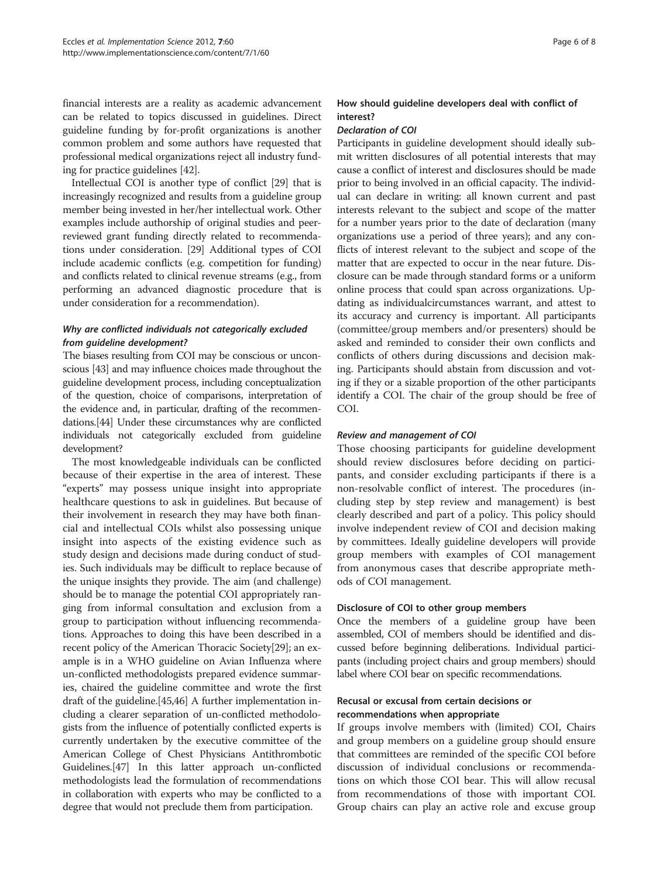financial interests are a reality as academic advancement can be related to topics discussed in guidelines. Direct guideline funding by for-profit organizations is another common problem and some authors have requested that professional medical organizations reject all industry funding for practice guidelines [42].

Intellectual COI is another type of conflict [29] that is increasingly recognized and results from a guideline group member being invested in her/her intellectual work. Other examples include authorship of original studies and peer-reviewed grant funding directly related to recommendations under consideration. [29] Additional types of COI include academic conflicts (e.g. competition for funding) and conflicts related to clinical revenue streams (e.g., from performing an advanced diagnostic procedure that is under consideration for a recommendation).

### *Why are conflicted individuals not categorically excluded from guideline development?*

The biases resulting from COI may be conscious or unconscious [43] and may influence choices made throughout the guideline development process, including conceptualization of the question, choice of comparisons, interpretation of the evidence and, in particular, drafting of the recommendations.[44] Under these circumstances why are conflicted individuals not categorically excluded from guideline development?

The most knowledgeable individuals can be conflicted because of their expertise in the area of interest. These "experts" may possess unique insight into appropriate healthcare questions to ask in guidelines. But because of their involvement in research they may have both financial and intellectual COIs whilst also possessing unique insight into aspects of the existing evidence such as study design and decisions made during conduct of studies. Such individuals may be difficult to replace because of the unique insights they provide. The aim (and challenge) should be to manage the potential COI appropriately ranging from informal consultation and exclusion from a group to participation without influencing recommendations. Approaches to doing this have been described in a recent policy of the American Thoracic Society[29]; an example is in a WHO guideline on Avian Influenza where un-conflicted methodologists prepared evidence summaries, chaired the guideline committee and wrote the first draft of the guideline.[45,46] A further implementation including a clearer separation of un-conflicted methodologists from the influence of potentially conflicted experts is currently undertaken by the executive committee of the American College of Chest Physicians Antithrombotic Guidelines.[47] In this latter approach un-conflicted methodologists lead the formulation of recommendations in collaboration with experts who may be conflicted to a degree that would not preclude them from participation.

### How should guideline developers deal with conflict of interest?

#### *Declaration of COI*

Participants in guideline development should ideally submit written disclosures of all potential interests that may cause a conflict of interest and disclosures should be made prior to being involved in an official capacity. The individual can declare in writing: all known current and past interests relevant to the subject and scope of the matter for a number years prior to the date of declaration (many organizations use a period of three years); and any conflicts of interest relevant to the subject and scope of the matter that are expected to occur in the near future. Disclosure can be made through standard forms or a uniform online process that could span across organizations. Updating as individualcircumstances warrant, and attest to its accuracy and currency is important. All participants (committee/group members and/or presenters) should be asked and reminded to consider their own conflicts and conflicts of others during discussions and decision making. Participants should abstain from discussion and voting if they or a sizable proportion of the other participants identify a COI. The chair of the group should be free of COI.

#### *Review and management of COI*

Those choosing participants for guideline development should review disclosures before deciding on participants, and consider excluding participants if there is a non-resolvable conflict of interest. The procedures (including step by step review and management) is best clearly described and part of a policy. This policy should involve independent review of COI and decision making by committees. Ideally guideline developers will provide group members with examples of COI management from anonymous cases that describe appropriate methods of COI management.

#### Disclosure of COI to other group members

Once the members of a guideline group have been assembled, COI of members should be identified and discussed before beginning deliberations. Individual participants (including project chairs and group members) should label where COI bear on specific recommendations.

#### Recusal or excusal from certain decisions or recommendations when appropriate

If groups involve members with (limited) COI, Chairs and group members on a guideline group should ensure that committees are reminded of the specific COI before discussion of individual conclusions or recommendations on which those COI bear. This will allow recusal from recommendations of those with important COI. Group chairs can play an active role and excuse group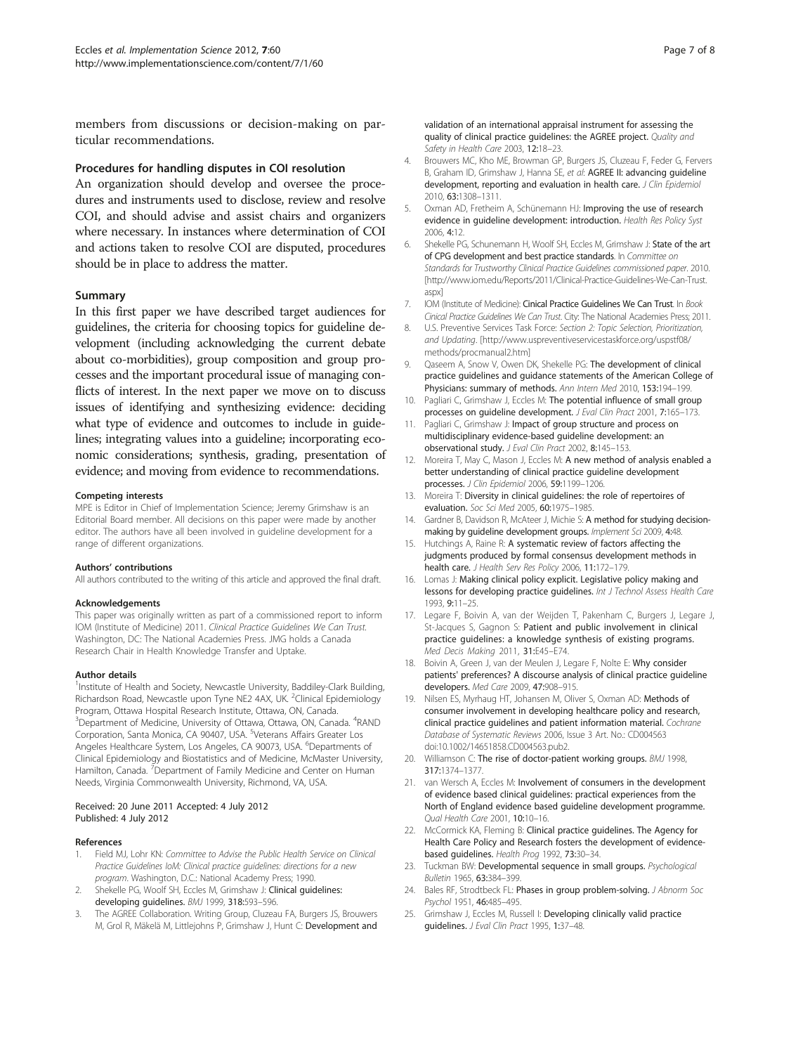members from discussions or decision-making on particular recommendations.

### Procedures for handling disputes in COI resolution

An organization should develop and oversee the procedures and instruments used to disclose, review and resolve COI, and should advise and assist chairs and organizers where necessary. In instances where determination of COI and actions taken to resolve COI are disputed, procedures should be in place to address the matter.

## Summary

In this first paper we have described target audiences for guidelines, the criteria for choosing topics for guideline development (including acknowledging the current debate about co-morbidities), group composition and group processes and the important procedural issue of managing conflicts of interest. In the next paper we move on to discuss issues of identifying and synthesizing evidence: deciding what type of evidence and outcomes to include in guidelines; integrating values into a guideline; incorporating economic considerations; synthesis, grading, presentation of evidence; and moving from evidence to recommendations.

#### Competing interests

MPE is Editor in Chief of Implementation Science; Jeremy Grimshaw is an Editorial Board member. All decisions on this paper were made by another editor. The authors have all been involved in guideline development for a range of different organizations.

#### Authors' contributions

All authors contributed to the writing of this article and approved the final draft.

#### Acknowledgements

This paper was originally written as part of a commissioned report to inform IOM (Institute of Medicine) 2011. *Clinical Practice Guidelines We Can Trust.* Washington, DC: The National Academies Press. JMG holds a Canada Research Chair in Health Knowledge Transfer and Uptake.

#### Author details

[1]Institute of Health and Society, Newcastle University, Baddiley-Clark Building, Richardson Road, Newcastle upon Tyne NE2 4AX, UK. [2]Clinical Epidemiology Program, Ottawa Hospital Research Institute, Ottawa, ON, Canada. [3]Department of Medicine, University of Ottawa, Ottawa, ON, Canada. [4]RAND Corporation, Santa Monica, CA 90407, USA. [5]Veterans Affairs Greater Los Angeles Healthcare System, Los Angeles, CA 90073, USA. [6]Departments of Clinical Epidemiology and Biostatistics and of Medicine, McMaster University, Hamilton, Canada. [7]Department of Family Medicine and Center on Human Needs, Virginia Commonwealth University, Richmond, VA, USA.

Received: 20 June 2011 Accepted: 4 July 2012
Published: 4 July 2012

#### References

1. Field MJ, Lohr KN: *Committee to Advise the Public Health Service on Clinical Practice Guidelines IoM: Clinical practice guidelines: directions for a new program*. Washington, D.C.: National Academy Press; 1990.
2. Shekelle PG, Woolf SH, Eccles M, Grimshaw J: **Clinical guidelines: developing guidelines.** *BMJ* 1999, **318:**593–596.
3. The AGREE Collaboration. Writing Group, Cluzeau FA, Burgers JS, Brouwers M, Grol R, Mäkelä M, Littlejohns P, Grimshaw J, Hunt C: **Development and validation of an international appraisal instrument for assessing the quality of clinical practice guidelines: the AGREE project.** *Quality and Safety in Health Care* 2003, **12:**18–23.
4. Brouwers MC, Kho ME, Browman GP, Burgers JS, Cluzeau F, Feder G, Fervers B, Graham ID, Grimshaw J, Hanna SE, *et al*: **AGREE II: advancing guideline development, reporting and evaluation in health care.** *J Clin Epidemiol* 2010, **63:**1308–1311.
5. Oxman AD, Fretheim A, Schünemann HJ: **Improving the use of research evidence in guideline development: introduction.** *Health Res Policy Syst* 2006, **4:**12.
6. Shekelle PG, Schunemann H, Woolf SH, Eccles M, Grimshaw J: **State of the art of CPG development and best practice standards**. In *Committee on Standards for Trustworthy Clinical Practice Guidelines commissioned paper*. 2010. [http://www.iom.edu/Reports/2011/Clinical-Practice-Guidelines-We-Can-Trust.aspx]
7. IOM (Institute of Medicine): **Cinical Practice Guidelines We Can Trust**. In *Book Cinical Practice Guidelines We Can Trust*. City: The National Academies Press; 2011.
8. U.S. Preventive Services Task Force: *Section 2: Topic Selection, Prioritization, and Updating*. [http://www.uspreventiveservicestaskforce.org/uspstf08/methods/procmanual2.htm]
9. Qaseem A, Snow V, Owen DK, Shekelle PG: **The development of clinical practice guidelines and guidance statements of the American College of Physicians: summary of methods.** *Ann Intern Med* 2010, **153:**194–199.
10. Pagliari C, Grimshaw J, Eccles M: **The potential influence of small group processes on guideline development.** *J Eval Clin Pract* 2001, **7:**165–173.
11. Pagliari C, Grimshaw J: **Impact of group structure and process on multidisciplinary evidence-based guideline development: an observational study.** *J Eval Clin Pract* 2002, **8:**145–153.
12. Moreira T, May C, Mason J, Eccles M: **A new method of analysis enabled a better understanding of clinical practice guideline development processes.** *J Clin Epidemiol* 2006, **59:**1199–1206.
13. Moreira T: **Diversity in clinical guidelines: the role of repertoires of evaluation.** *Soc Sci Med* 2005, **60:**1975–1985.
14. Gardner B, Davidson R, McAteer J, Michie S: **A method for studying decision-making by guideline development groups.** *Implement Sci* 2009, **4:**48.
15. Hutchings A, Raine R: **A systematic review of factors affecting the judgments produced by formal consensus development methods in health care.** *J Health Serv Res Policy* 2006, **11:**172–179.
16. Lomas J: **Making clinical policy explicit. Legislative policy making and lessons for developing practice guidelines.** *Int J Technol Assess Health Care* 1993, **9:**11–25.
17. Legare F, Boivin A, van der Weijden T, Pakenham C, Burgers J, Legare J, St-Jacques S, Gagnon S: **Patient and public involvement in clinical practice guidelines: a knowledge synthesis of existing programs.** *Med Decis Making* 2011, **31:**E45–E74.
18. Boivin A, Green J, van der Meulen J, Legare F, Nolte E: **Why consider patients' preferences? A discourse analysis of clinical practice guideline developers.** *Med Care* 2009, **47:**908–915.
19. Nilsen ES, Myrhaug HT, Johansen M, Oliver S, Oxman AD: **Methods of consumer involvement in developing healthcare policy and research, clinical practice guidelines and patient information material.** *Cochrane Database of Systematic Reviews* 2006, Issue 3 Art. No.: CD004563 doi:10.1002/14651858.CD004563.pub2.
20. Williamson C: **The rise of doctor-patient working groups.** *BMJ* 1998, **317:**1374–1377.
21. van Wersch A, Eccles M: **Involvement of consumers in the development of evidence based clinical guidelines: practical experiences from the North of England evidence based guideline development programme.** *Qual Health Care* 2001, **10:**10–16.
22. McCormick KA, Fleming B: **Clinical practice guidelines. The Agency for Health Care Policy and Research fosters the development of evidence-based guidelines.** *Health Prog* 1992, **73:**30–34.
23. Tuckman BW: **Developmental sequence in small groups.** *Psychological Bulletin* 1965, **63:**384–399.
24. Bales RF, Strodtbeck FL: **Phases in group problem-solving.** *J Abnorm Soc Psychol* 1951, **46:**485–495.
25. Grimshaw J, Eccles M, Russell I: **Developing clinically valid practice guidelines.** *J Eval Clin Pract* 1995, **1:**37–48.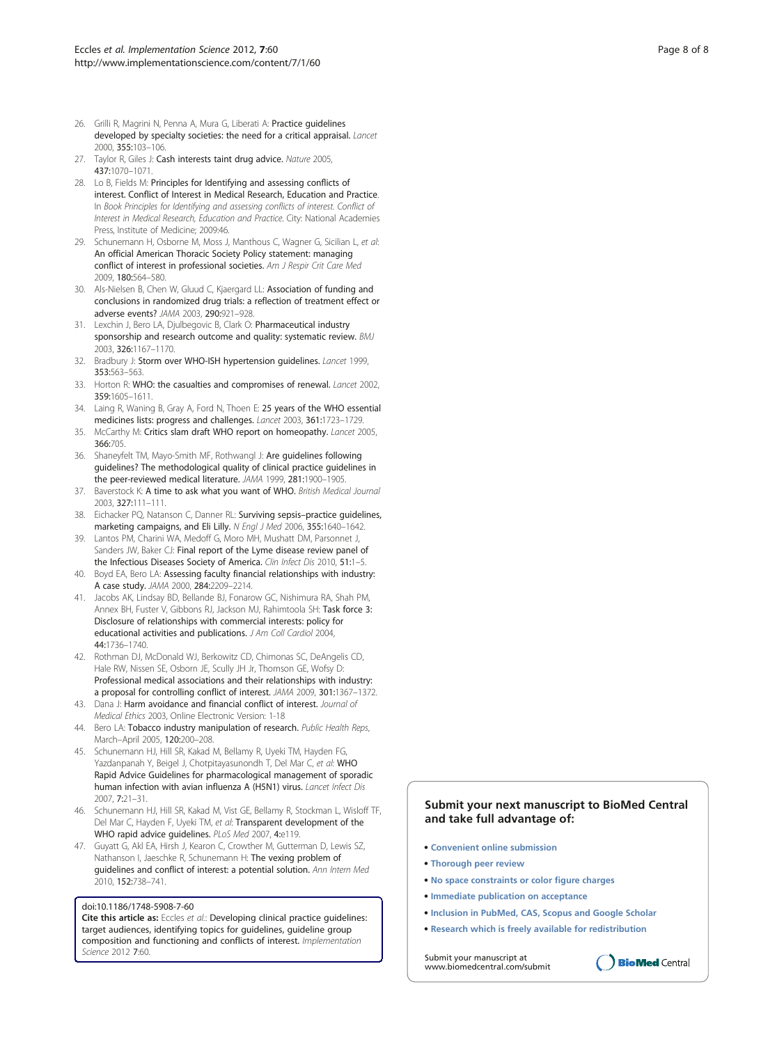26. Grilli R, Magrini N, Penna A, Mura G, Liberati A: **Practice guidelines developed by specialty societies: the need for a critical appraisal.** *Lancet* 2000, **355:**103–106.
27. Taylor R, Giles J: **Cash interests taint drug advice.** *Nature* 2005, **437:**1070–1071.
28. Lo B, Fields M: **Principles for Identifying and assessing conflicts of interest. Conflict of Interest in Medical Research, Education and Practice.** In *Book Principles for Identifying and assessing conflicts of interest. Conflict of Interest in Medical Research, Education and Practice*. City: National Academies Press, Institute of Medicine; 2009:46.
29. Schunemann H, Osborne M, Moss J, Manthous C, Wagner G, Sicilian L, *et al*: **An official American Thoracic Society Policy statement: managing conflict of interest in professional societies.** *Am J Respir Crit Care Med* 2009, **180:**564–580.
30. Als-Nielsen B, Chen W, Gluud C, Kjaergard LL: **Association of funding and conclusions in randomized drug trials: a reflection of treatment effect or adverse events?** *JAMA* 2003, **290:**921–928.
31. Lexchin J, Bero LA, Djulbegovic B, Clark O: **Pharmaceutical industry sponsorship and research outcome and quality: systematic review.** *BMJ* 2003, **326:**1167–1170.
32. Bradbury J: **Storm over WHO-ISH hypertension guidelines.** *Lancet* 1999, **353:**563–563.
33. Horton R: **WHO: the casualties and compromises of renewal.** *Lancet* 2002, **359:**1605–1611.
34. Laing R, Waning B, Gray A, Ford N, Thoen E: **25 years of the WHO essential medicines lists: progress and challenges.** *Lancet* 2003, **361:**1723–1729.
35. McCarthy M: **Critics slam draft WHO report on homeopathy.** *Lancet* 2005, **366:**705.
36. Shaneyfelt TM, Mayo-Smith MF, Rothwangl J: **Are guidelines following guidelines? The methodological quality of clinical practice guidelines in the peer-reviewed medical literature.** *JAMA* 1999, **281:**1900–1905.
37. Baverstock K: **A time to ask what you want of WHO.** *British Medical Journal* 2003, **327:**111–111.
38. Eichacker PQ, Natanson C, Danner RL: **Surviving sepsis–practice guidelines, marketing campaigns, and Eli Lilly.** *N Engl J Med* 2006, **355:**1640–1642.
39. Lantos PM, Charini WA, Medoff G, Moro MH, Mushatt DM, Parsonnet J, Sanders JW, Baker CJ: **Final report of the Lyme disease review panel of the Infectious Diseases Society of America.** *Clin Infect Dis* 2010, **51:**1–5.
40. Boyd EA, Bero LA: **Assessing faculty financial relationships with industry: A case study.** *JAMA* 2000, **284:**2209–2214.
41. Jacobs AK, Lindsay BD, Bellande BJ, Fonarow GC, Nishimura RA, Shah PM, Annex BH, Fuster V, Gibbons RJ, Jackson MJ, Rahimtoola SH: **Task force 3: Disclosure of relationships with commercial interests: policy for educational activities and publications.** *J Am Coll Cardiol* 2004, **44:**1736–1740.
42. Rothman DJ, McDonald WJ, Berkowitz CD, Chimonas SC, DeAngelis CD, Hale RW, Nissen SE, Osborn JE, Scully JH Jr, Thomson GE, Wofsy D: **Professional medical associations and their relationships with industry: a proposal for controlling conflict of interest.** *JAMA* 2009, **301:**1367–1372.
43. Dana J: **Harm avoidance and financial conflict of interest.** *Journal of Medical Ethics* 2003, Online Electronic Version: 1-18
44. Bero LA: **Tobacco industry manipulation of research.** *Public Health Reps*, March–April 2005, **120:**200–208.
45. Schunemann HJ, Hill SR, Kakad M, Bellamy R, Uyeki TM, Hayden FG, Yazdanpanah Y, Beigel J, Chotpitayasunondh T, Del Mar C, *et al*: **WHO Rapid Advice Guidelines for pharmacological management of sporadic human infection with avian influenza A (H5N1) virus.** *Lancet Infect Dis* 2007, **7:**21–31.
46. Schunemann HJ, Hill SR, Kakad M, Vist GE, Bellamy R, Stockman L, Wisloff TF, Del Mar C, Hayden F, Uyeki TM, *et al*: **Transparent development of the WHO rapid advice guidelines.** *PLoS Med* 2007, **4:**e119.
47. Guyatt G, Akl EA, Hirsh J, Kearon C, Crowther M, Gutterman D, Lewis SZ, Nathanson I, Jaeschke R, Schunemann H: **The vexing problem of guidelines and conflict of interest: a potential solution.** *Ann Intern Med* 2010, **152:**738–741.

doi:10.1186/1748-5908-7-60

**Cite this article as:** Eccles *et al.*: Developing clinical practice guidelines: target audiences, identifying topics for guidelines, guideline group composition and functioning and conflicts of interest. *Implementation Science* 2012 7:60.

**Submit your next manuscript to BioMed Central and take full advantage of:**

- **Convenient online submission**
- **Thorough peer review**
- **No space constraints or color figure charges**
- **Immediate publication on acceptance**
- **Inclusion in PubMed, CAS, Scopus and Google Scholar**
- **Research which is freely available for redistribution**

Submit your manuscript at www.biomedcentral.com/submit

BioMed Central